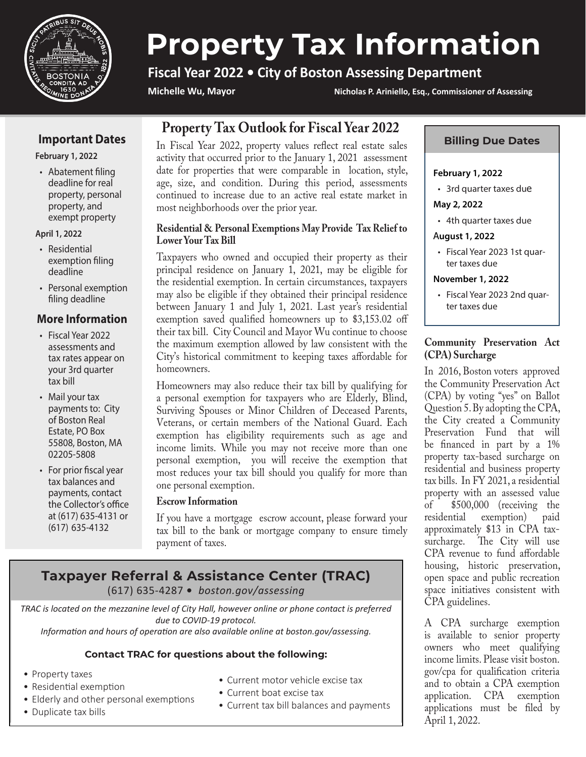# Property Tax Information

**Fiscal Year 2022 • City of Boston Assessing Department**

**Michelle Wu, Mayor**

**Nicholas P. Ariniello, Esq., Commissioner of Assessing**

## Property Tax Outlook for Fiscal Year 2022

In Fiscal Year 2022, property values reflect real estate sales activity that occurred prior to the January 1, 2021 assessment date for properties that were comparable in location, style, age, size, and condition. During this period, assessments continued to increase due to an active real estate market in most neighborhoods over the prior year.

### Residential & Personal Exemptions May Provide Tax Relief to Lower Your Tax Bill

Taxpayers who owned and occupied their property as their principal residence on January 1, 2021, may be eligible for the residential exemption. In certain circumstances, taxpayers may also be eligible if they obtained their principal residence between January 1 and July 1, 2021. Last year's residential exemption saved qualified homeowners up to $3,153.02 off their tax bill. City Council and Mayor Wu continue to choose the maximum exemption allowed by law consistent with the City's historical commitment to keeping taxes affordable for homeowners.

Homeowners may also reduce their tax bill by qualifying for a personal exemption for taxpayers who are Elderly, Blind, Surviving Spouses or Minor Children of Deceased Parents, Veterans, or certain members of the National Guard. Each exemption has eligibility requirements such as age and income limits. While you may not receive more than one personal exemption, you will receive the exemption that most reduces your tax bill should you qualify for more than one personal exemption.

### Escrow Information

If you have a mortgage escrow account, please forward your tax bill to the bank or mortgage company to ensure timely payment of taxes.

## Important Dates

**February 1, 2022**

- Abatement filing deadline for real property, personal property, and exempt property

**April 1, 2022**

- Residential exemption filing deadline
- Personal exemption filing deadline

## More Information

- Fiscal Year 2022 assessments and tax rates appear on your 3rd quarter tax bill
- Mail your tax payments to: City of Boston Real Estate, PO Box 55808, Boston, MA 02205-5808
- For prior fiscal year tax balances and payments, contact the Collector's office at (617) 635-4131 or (617) 635-4132

## Billing Due Dates

**February 1, 2022**

- 3rd quarter taxes due

**May 2, 2022**

- 4th quarter taxes due

**August 1, 2022**

- Fiscal Year 2023 1st quarter taxes due

**November 1, 2022**

- Fiscal Year 2023 2nd quarter taxes due

### Community Preservation Act (CPA) Surcharge

In 2016, Boston voters approved the Community Preservation Act (CPA) by voting "yes" on Ballot Question 5. By adopting the CPA, the City created a Community Preservation Fund that will be financed in part by a 1% property tax-based surcharge on residential and business property tax bills. In FY 2021, a residential property with an assessed value of $500,000 (receiving the residential exemption) paid approximately $13 in CPA tax-surcharge. The City will use CPA revenue to fund affordable housing, historic preservation, open space and public recreation space initiatives consistent with CPA guidelines.

A CPA surcharge exemption is available to senior property owners who meet qualifying income limits. Please visit boston.gov/cpa for qualification criteria and to obtain a CPA exemption application. CPA exemption applications must be filed by April 1, 2022.

## Taxpayer Referral & Assistance Center (TRAC)

(617) 635-4287 • *boston.gov/assessing*

*TRAC is located on the mezzanine level of City Hall, however online or phone contact is preferred due to COVID-19 protocol.*

*Information and hours of operation are also available online at boston.gov/assessing.*

**Contact TRAC for questions about the following:**

- Property taxes
- Residential exemption
- Elderly and other personal exemptions
- Duplicate tax bills
- Current motor vehicle excise tax
- Current boat excise tax
- Current tax bill balances and payments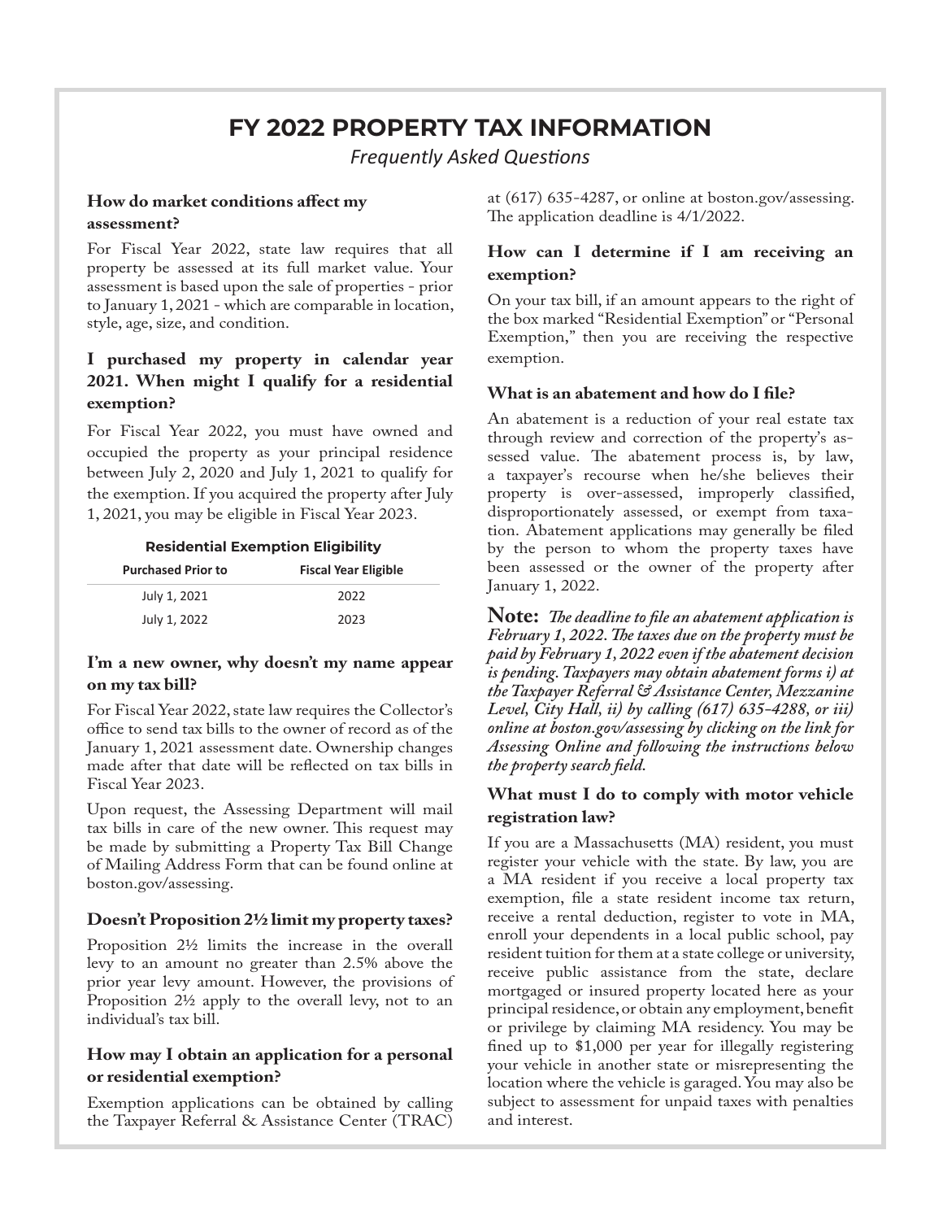# FY 2022 PROPERTY TAX INFORMATION

*Frequently Asked Questions*

### How do market conditions affect my assessment?

For Fiscal Year 2022, state law requires that all property be assessed at its full market value. Your assessment is based upon the sale of properties - prior to January 1, 2021 - which are comparable in location, style, age, size, and condition.

### I purchased my property in calendar year 2021. When might I qualify for a residential exemption?

For Fiscal Year 2022, you must have owned and occupied the property as your principal residence between July 2, 2020 and July 1, 2021 to qualify for the exemption. If you acquired the property after July 1, 2021, you may be eligible in Fiscal Year 2023.

**Residential Exemption Eligibility**

| Purchased Prior to | Fiscal Year Eligible |
| --- | --- |
| July 1, 2021 | 2022 |
| July 1, 2022 | 2023 |

### I'm a new owner, why doesn't my name appear on my tax bill?

For Fiscal Year 2022, state law requires the Collector's office to send tax bills to the owner of record as of the January 1, 2021 assessment date. Ownership changes made after that date will be reflected on tax bills in Fiscal Year 2023.

Upon request, the Assessing Department will mail tax bills in care of the new owner. This request may be made by submitting a Property Tax Bill Change of Mailing Address Form that can be found online at boston.gov/assessing.

### Doesn't Proposition 2½ limit my property taxes?

Proposition 2½ limits the increase in the overall levy to an amount no greater than 2.5% above the prior year levy amount. However, the provisions of Proposition 2½ apply to the overall levy, not to an individual's tax bill.

### How may I obtain an application for a personal or residential exemption?

Exemption applications can be obtained by calling the Taxpayer Referral & Assistance Center (TRAC) at (617) 635-4287, or online at boston.gov/assessing. The application deadline is 4/1/2022.

### How can I determine if I am receiving an exemption?

On your tax bill, if an amount appears to the right of the box marked "Residential Exemption" or "Personal Exemption," then you are receiving the respective exemption.

### What is an abatement and how do I file?

An abatement is a reduction of your real estate tax through review and correction of the property's assessed value. The abatement process is, by law, a taxpayer's recourse when he/she believes their property is over-assessed, improperly classified, disproportionately assessed, or exempt from taxation. Abatement applications may generally be filed by the person to whom the property taxes have been assessed or the owner of the property after January 1, 2022.

**Note:** ***The deadline to file an abatement application is February 1, 2022. The taxes due on the property must be paid by February 1, 2022 even if the abatement decision is pending. Taxpayers may obtain abatement forms i) at the Taxpayer Referral & Assistance Center, Mezzanine Level, City Hall, ii) by calling (617) 635-4288, or iii) online at boston.gov/assessing by clicking on the link for Assessing Online and following the instructions below the property search field.***

### What must I do to comply with motor vehicle registration law?

If you are a Massachusetts (MA) resident, you must register your vehicle with the state. By law, you are a MA resident if you receive a local property tax exemption, file a state resident income tax return, receive a rental deduction, register to vote in MA, enroll your dependents in a local public school, pay resident tuition for them at a state college or university, receive public assistance from the state, declare mortgaged or insured property located here as your principal residence, or obtain any employment, benefit or privilege by claiming MA residency. You may be fined up to $1,000 per year for illegally registering your vehicle in another state or misrepresenting the location where the vehicle is garaged. You may also be subject to assessment for unpaid taxes with penalties and interest.